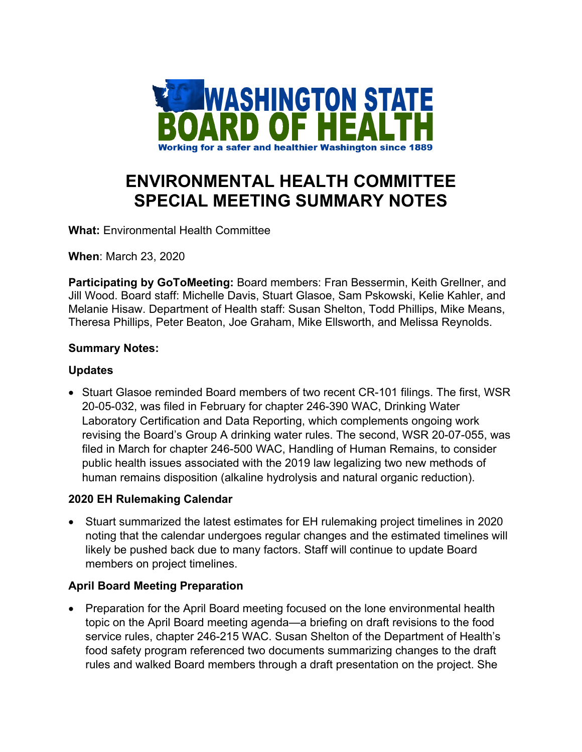WASHINGTON STATE
BOARD OF HEALTH
Working for a safer and healthier Washington since 1889

# ENVIRONMENTAL HEALTH COMMITTEE SPECIAL MEETING SUMMARY NOTES

**What:** Environmental Health Committee

**When**: March 23, 2020

**Participating by GoToMeeting:** Board members: Fran Bessermin, Keith Grellner, and Jill Wood. Board staff: Michelle Davis, Stuart Glasoe, Sam Pskowski, Kelie Kahler, and Melanie Hisaw. Department of Health staff: Susan Shelton, Todd Phillips, Mike Means, Theresa Phillips, Peter Beaton, Joe Graham, Mike Ellsworth, and Melissa Reynolds.

**Summary Notes:**

**Updates**

- Stuart Glasoe reminded Board members of two recent CR-101 filings. The first, WSR 20-05-032, was filed in February for chapter 246-390 WAC, Drinking Water Laboratory Certification and Data Reporting, which complements ongoing work revising the Board's Group A drinking water rules. The second, WSR 20-07-055, was filed in March for chapter 246-500 WAC, Handling of Human Remains, to consider public health issues associated with the 2019 law legalizing two new methods of human remains disposition (alkaline hydrolysis and natural organic reduction).

**2020 EH Rulemaking Calendar**

- Stuart summarized the latest estimates for EH rulemaking project timelines in 2020 noting that the calendar undergoes regular changes and the estimated timelines will likely be pushed back due to many factors. Staff will continue to update Board members on project timelines.

**April Board Meeting Preparation**

- Preparation for the April Board meeting focused on the lone environmental health topic on the April Board meeting agenda—a briefing on draft revisions to the food service rules, chapter 246-215 WAC. Susan Shelton of the Department of Health's food safety program referenced two documents summarizing changes to the draft rules and walked Board members through a draft presentation on the project. She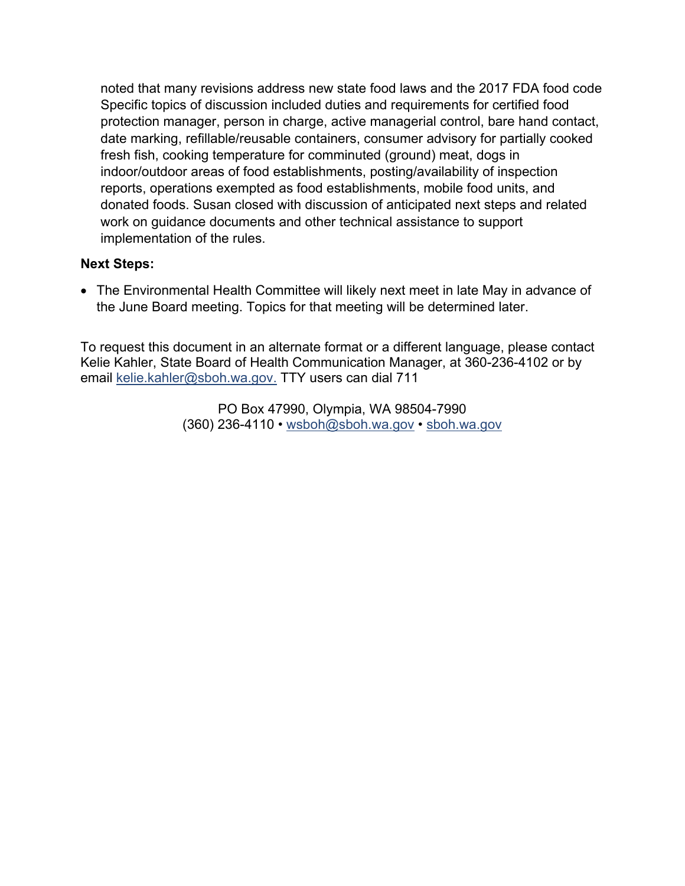noted that many revisions address new state food laws and the 2017 FDA food code Specific topics of discussion included duties and requirements for certified food protection manager, person in charge, active managerial control, bare hand contact, date marking, refillable/reusable containers, consumer advisory for partially cooked fresh fish, cooking temperature for comminuted (ground) meat, dogs in indoor/outdoor areas of food establishments, posting/availability of inspection reports, operations exempted as food establishments, mobile food units, and donated foods. Susan closed with discussion of anticipated next steps and related work on guidance documents and other technical assistance to support implementation of the rules.

**Next Steps:**

- The Environmental Health Committee will likely next meet in late May in advance of the June Board meeting. Topics for that meeting will be determined later.

To request this document in an alternate format or a different language, please contact Kelie Kahler, State Board of Health Communication Manager, at 360-236-4102 or by email kelie.kahler@sboh.wa.gov. TTY users can dial 711

PO Box 47990, Olympia, WA 98504-7990
(360) 236-4110 • wsboh@sboh.wa.gov • sboh.wa.gov